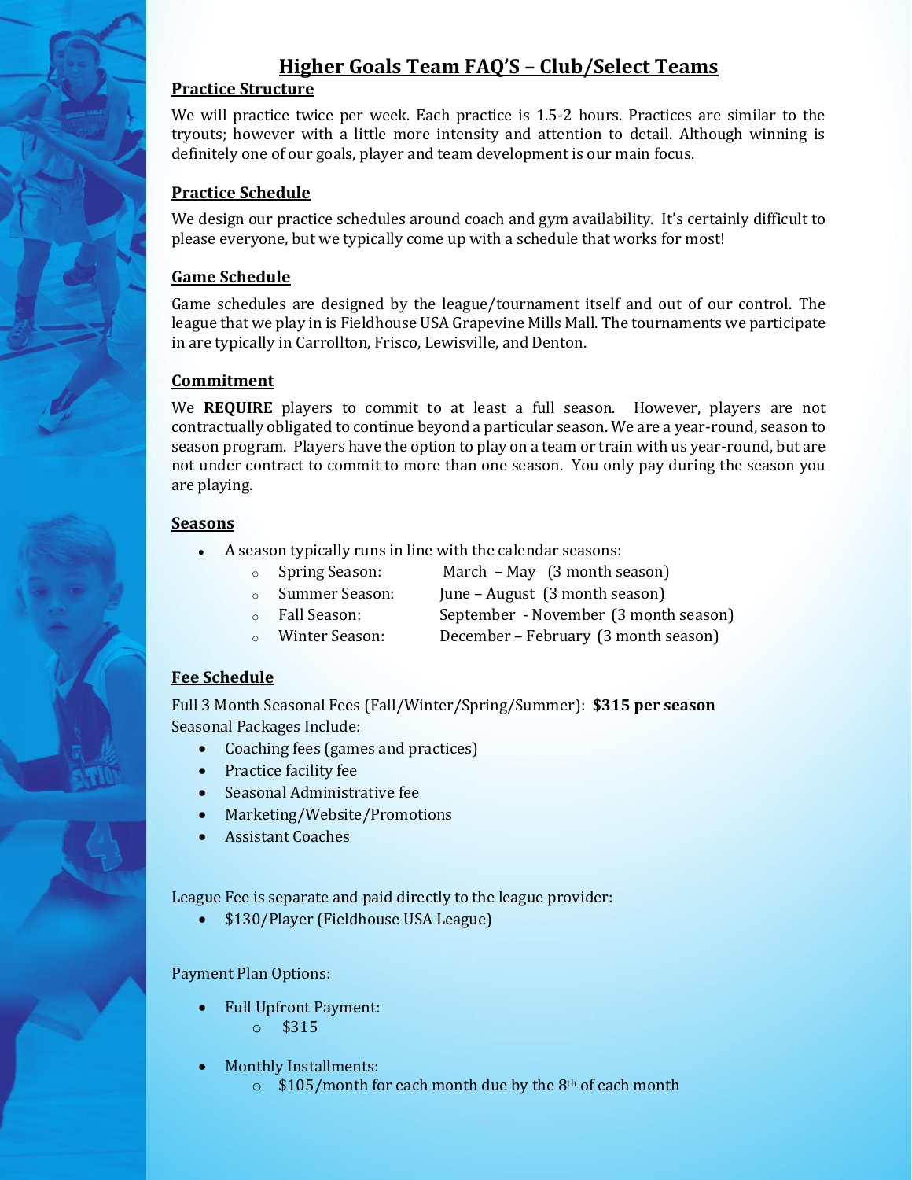# Higher Goals Team FAQ'S – Club/Select Teams

## Practice Structure

We will practice twice per week. Each practice is 1.5-2 hours. Practices are similar to the tryouts; however with a little more intensity and attention to detail. Although winning is definitely one of our goals, player and team development is our main focus.

## Practice Schedule

We design our practice schedules around coach and gym availability. It's certainly difficult to please everyone, but we typically come up with a schedule that works for most!

## Game Schedule

Game schedules are designed by the league/tournament itself and out of our control. The league that we play in is Fieldhouse USA Grapevine Mills Mall. The tournaments we participate in are typically in Carrollton, Frisco, Lewisville, and Denton.

## Commitment

We **REQUIRE** players to commit to at least a full season. However, players are not contractually obligated to continue beyond a particular season. We are a year-round, season to season program. Players have the option to play on a team or train with us year-round, but are not under contract to commit to more than one season. You only pay during the season you are playing.

## Seasons

- A season typically runs in line with the calendar seasons:
  - Spring Season: March – May (3 month season)
  - Summer Season: June – August (3 month season)
  - Fall Season: September - November (3 month season)
  - Winter Season: December – February (3 month season)

## Fee Schedule

Full 3 Month Seasonal Fees (Fall/Winter/Spring/Summer): **$315 per season**

Seasonal Packages Include:

- Coaching fees (games and practices)
- Practice facility fee
- Seasonal Administrative fee
- Marketing/Website/Promotions
- Assistant Coaches

League Fee is separate and paid directly to the league provider:

- $130/Player (Fieldhouse USA League)

Payment Plan Options:

- Full Upfront Payment:
  - $315
- Monthly Installments:
  - $105/month for each month due by the 8th of each month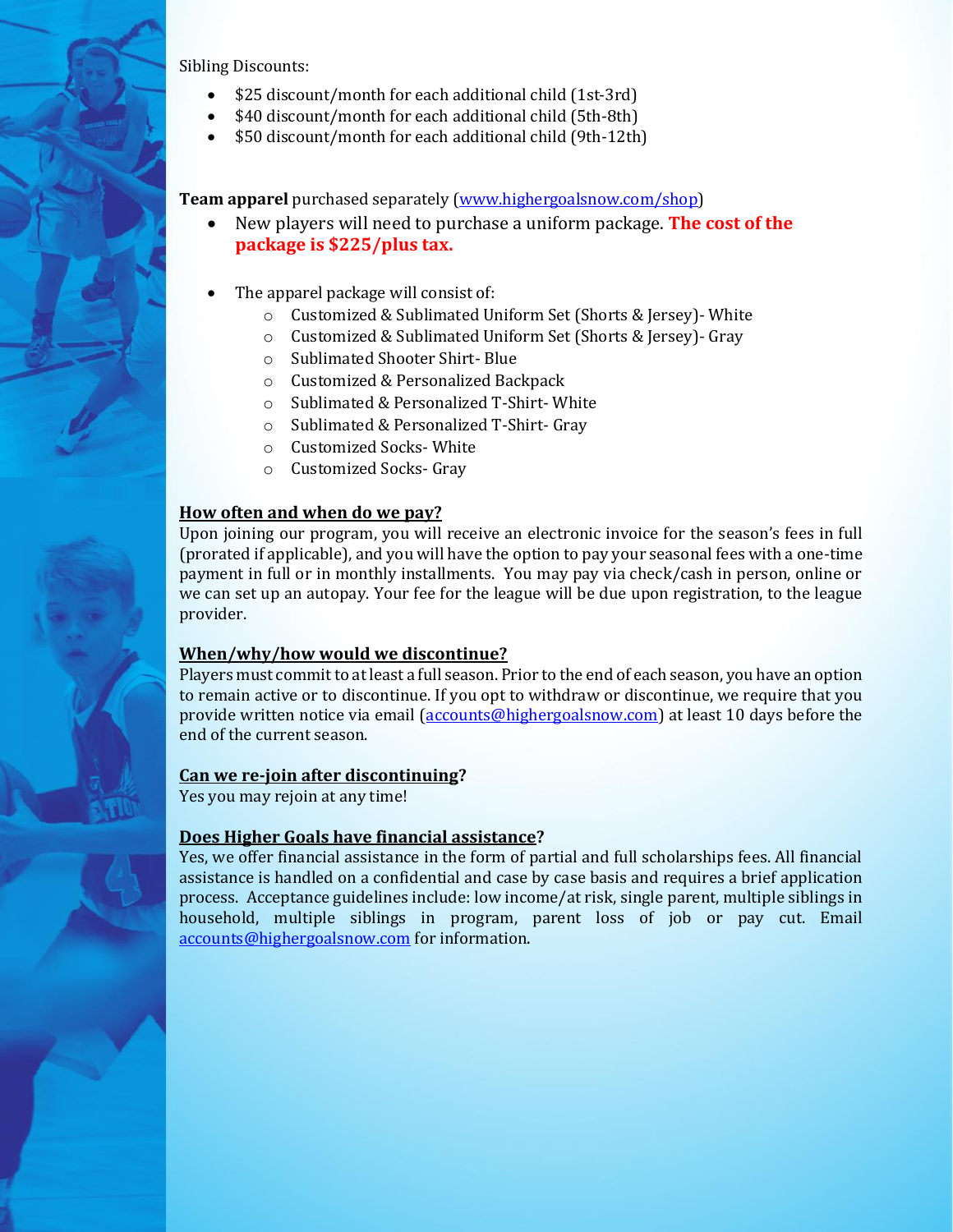Sibling Discounts:

- $25 discount/month for each additional child (1st-3rd)
- $40 discount/month for each additional child (5th-8th)
- $50 discount/month for each additional child (9th-12th)

**Team apparel** purchased separately (www.highergoalsnow.com/shop)

- New players will need to purchase a uniform package. **The cost of the package is $225/plus tax.**
- The apparel package will consist of:
    - Customized & Sublimated Uniform Set (Shorts & Jersey)- White
    - Customized & Sublimated Uniform Set (Shorts & Jersey)- Gray
    - Sublimated Shooter Shirt- Blue
    - Customized & Personalized Backpack
    - Sublimated & Personalized T-Shirt- White
    - Sublimated & Personalized T-Shirt- Gray
    - Customized Socks- White
    - Customized Socks- Gray

**How often and when do we pay?**

Upon joining our program, you will receive an electronic invoice for the season's fees in full (prorated if applicable), and you will have the option to pay your seasonal fees with a one-time payment in full or in monthly installments. You may pay via check/cash in person, online or we can set up an autopay. Your fee for the league will be due upon registration, to the league provider.

**When/why/how would we discontinue?**

Players must commit to at least a full season. Prior to the end of each season, you have an option to remain active or to discontinue. If you opt to withdraw or discontinue, we require that you provide written notice via email (accounts@highergoalsnow.com) at least 10 days before the end of the current season.

**Can we re-join after discontinuing?**

Yes you may rejoin at any time!

**Does Higher Goals have financial assistance?**

Yes, we offer financial assistance in the form of partial and full scholarships fees. All financial assistance is handled on a confidential and case by case basis and requires a brief application process. Acceptance guidelines include: low income/at risk, single parent, multiple siblings in household, multiple siblings in program, parent loss of job or pay cut. Email accounts@highergoalsnow.com for information.